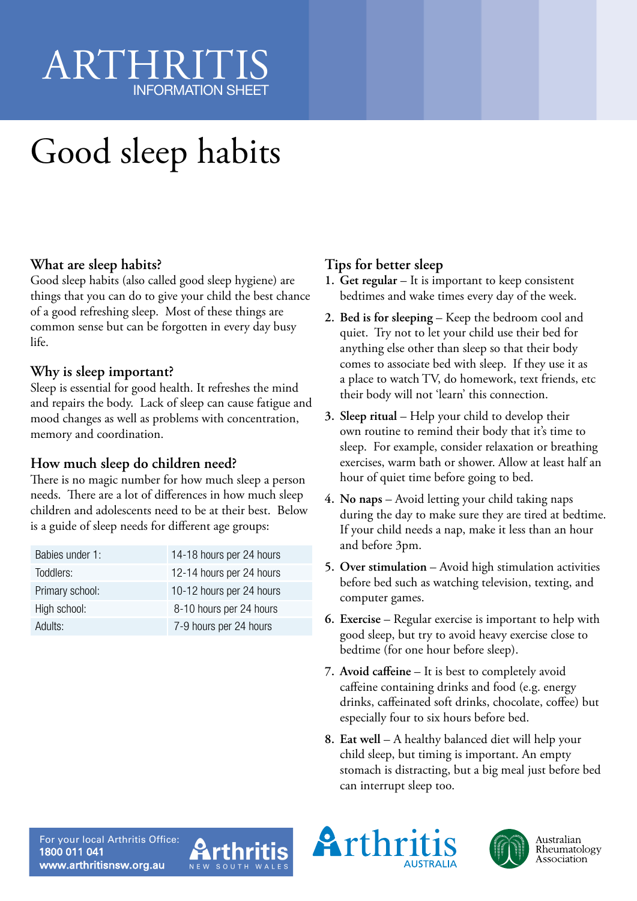# ARTHRITIS
INFORMATION SHEET

# Good sleep habits

## What are sleep habits?

Good sleep habits (also called good sleep hygiene) are things that you can do to give your child the best chance of a good refreshing sleep. Most of these things are common sense but can be forgotten in every day busy life.

## Why is sleep important?

Sleep is essential for good health. It refreshes the mind and repairs the body. Lack of sleep can cause fatigue and mood changes as well as problems with concentration, memory and coordination.

## How much sleep do children need?

There is no magic number for how much sleep a person needs. There are a lot of differences in how much sleep children and adolescents need to be at their best. Below is a guide of sleep needs for different age groups:

| | |
|---|---|
| Babies under 1: | 14-18 hours per 24 hours |
| Toddlers: | 12-14 hours per 24 hours |
| Primary school: | 10-12 hours per 24 hours |
| High school: | 8-10 hours per 24 hours |
| Adults: | 7-9 hours per 24 hours |

## Tips for better sleep

1. **Get regular** – It is important to keep consistent bedtimes and wake times every day of the week.
2. **Bed is for sleeping** – Keep the bedroom cool and quiet. Try not to let your child use their bed for anything else other than sleep so that their body comes to associate bed with sleep. If they use it as a place to watch TV, do homework, text friends, etc their body will not 'learn' this connection.
3. **Sleep ritual** – Help your child to develop their own routine to remind their body that it's time to sleep. For example, consider relaxation or breathing exercises, warm bath or shower. Allow at least half an hour of quiet time before going to bed.
4. **No naps** – Avoid letting your child taking naps during the day to make sure they are tired at bedtime. If your child needs a nap, make it less than an hour and before 3pm.
5. **Over stimulation** – Avoid high stimulation activities before bed such as watching television, texting, and computer games.
6. **Exercise** – Regular exercise is important to help with good sleep, but try to avoid heavy exercise close to bedtime (for one hour before sleep).
7. **Avoid caffeine** – It is best to completely avoid caffeine containing drinks and food (e.g. energy drinks, caffeinated soft drinks, chocolate, coffee) but especially four to six hours before bed.
8. **Eat well** – A healthy balanced diet will help your child sleep, but timing is important. An empty stomach is distracting, but a big meal just before bed can interrupt sleep too.

For your local Arthritis Office:
**1800 011 041**
**www.arthritisnsw.org.au**

Arthritis NEW SOUTH WALES

Arthritis AUSTRALIA

Australian Rheumatology Association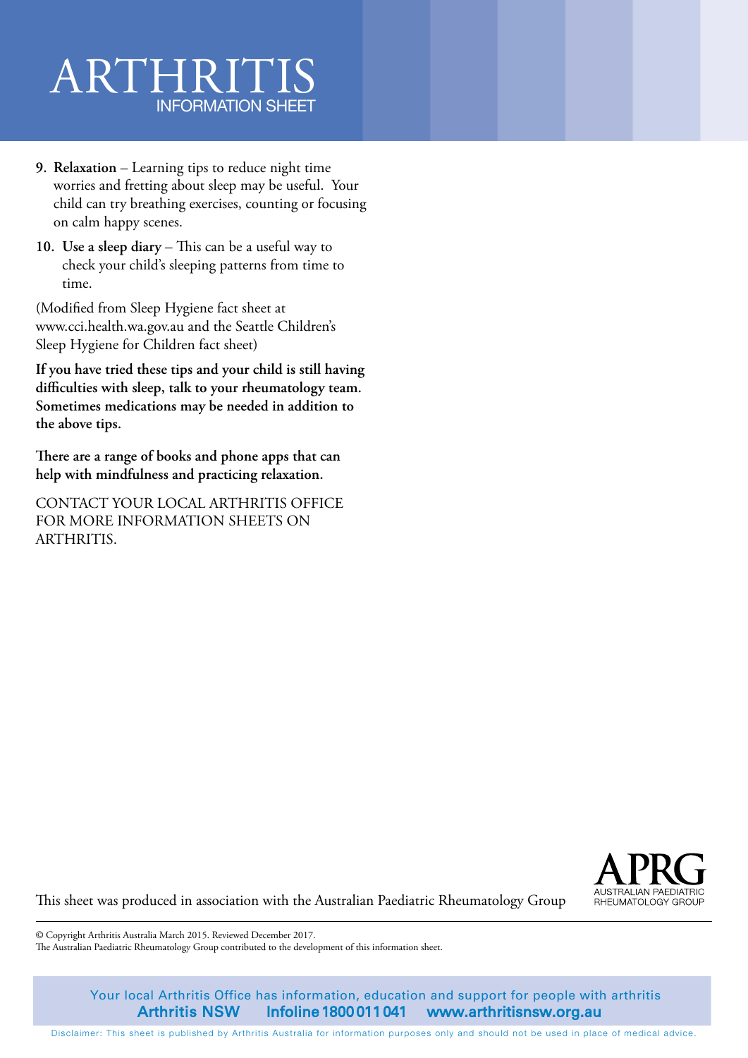9. **Relaxation** – Learning tips to reduce night time worries and fretting about sleep may be useful. Your child can try breathing exercises, counting or focusing on calm happy scenes.

10. **Use a sleep diary** – This can be a useful way to check your child's sleeping patterns from time to time.

(Modified from Sleep Hygiene fact sheet at www.cci.health.wa.gov.au and the Seattle Children's Sleep Hygiene for Children fact sheet)

**If you have tried these tips and your child is still having difficulties with sleep, talk to your rheumatology team. Sometimes medications may be needed in addition to the above tips.**

**There are a range of books and phone apps that can help with mindfulness and practicing relaxation.**

CONTACT YOUR LOCAL ARTHRITIS OFFICE FOR MORE INFORMATION SHEETS ON ARTHRITIS.

This sheet was produced in association with the Australian Paediatric Rheumatology Group

APRG AUSTRALIAN PAEDIATRIC RHEUMATOLOGY GROUP

© Copyright Arthritis Australia March 2015. Reviewed December 2017.
The Australian Paediatric Rheumatology Group contributed to the development of this information sheet.

Your local Arthritis Office has information, education and support for people with arthritis
**Arthritis NSW** **Infoline 1800 011 041** **www.arthritisnsw.org.au**

Disclaimer: This sheet is published by Arthritis Australia for information purposes only and should not be used in place of medical advice.